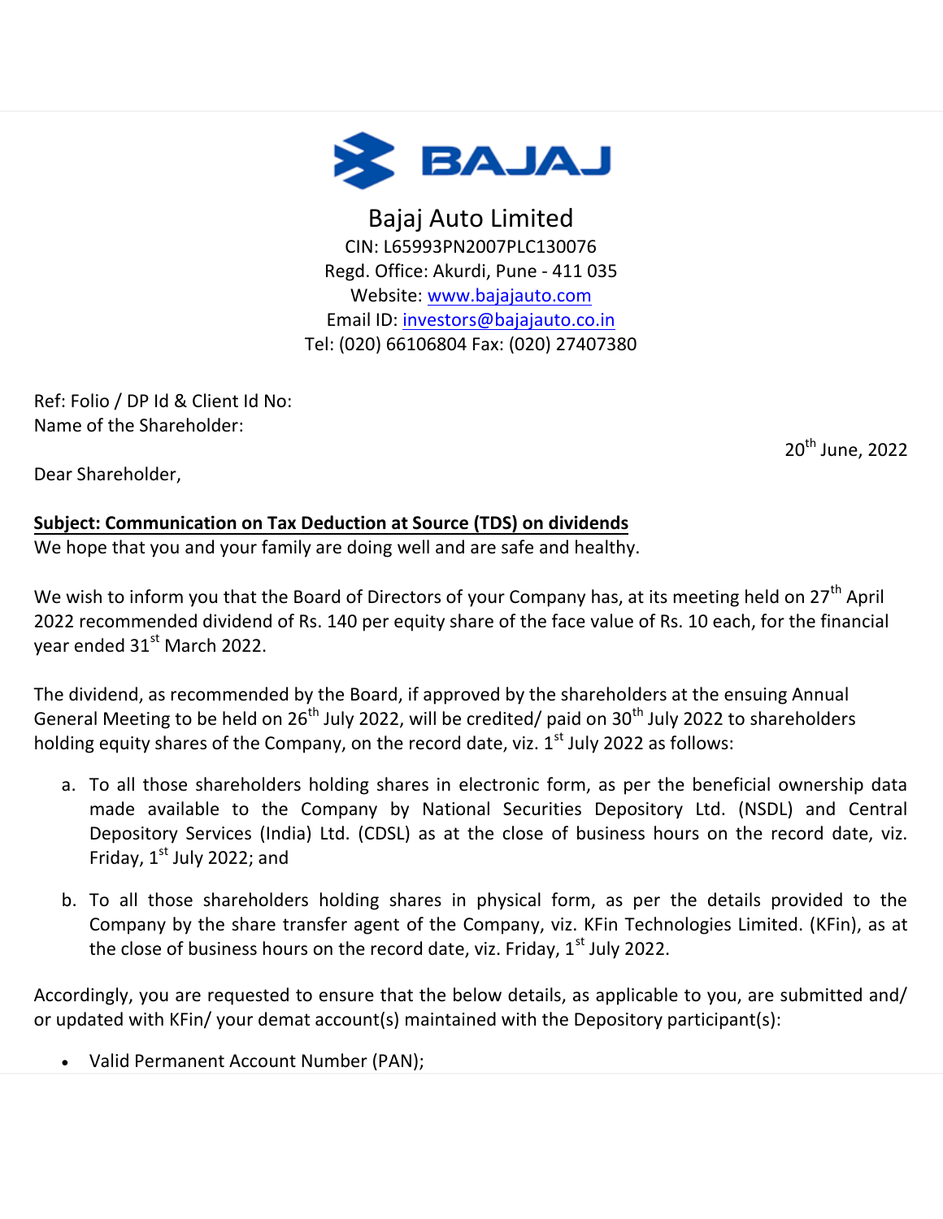Bajaj Auto Limited
CIN: L65993PN2007PLC130076
Regd. Office: Akurdi, Pune - 411 035
Website: www.bajajauto.com
Email ID: investors@bajajauto.co.in
Tel: (020) 66106804 Fax: (020) 27407380

Ref: Folio / DP Id & Client Id No:
Name of the Shareholder:

20th June, 2022

Dear Shareholder,

**Subject: Communication on Tax Deduction at Source (TDS) on dividends**

We hope that you and your family are doing well and are safe and healthy.

We wish to inform you that the Board of Directors of your Company has, at its meeting held on 27th April 2022 recommended dividend of Rs. 140 per equity share of the face value of Rs. 10 each, for the financial year ended 31st March 2022.

The dividend, as recommended by the Board, if approved by the shareholders at the ensuing Annual General Meeting to be held on 26th July 2022, will be credited/ paid on 30th July 2022 to shareholders holding equity shares of the Company, on the record date, viz. 1st July 2022 as follows:

a. To all those shareholders holding shares in electronic form, as per the beneficial ownership data made available to the Company by National Securities Depository Ltd. (NSDL) and Central Depository Services (India) Ltd. (CDSL) as at the close of business hours on the record date, viz. Friday, 1st July 2022; and

b. To all those shareholders holding shares in physical form, as per the details provided to the Company by the share transfer agent of the Company, viz. KFin Technologies Limited. (KFin), as at the close of business hours on the record date, viz. Friday, 1st July 2022.

Accordingly, you are requested to ensure that the below details, as applicable to you, are submitted and/ or updated with KFin/ your demat account(s) maintained with the Depository participant(s):

- Valid Permanent Account Number (PAN);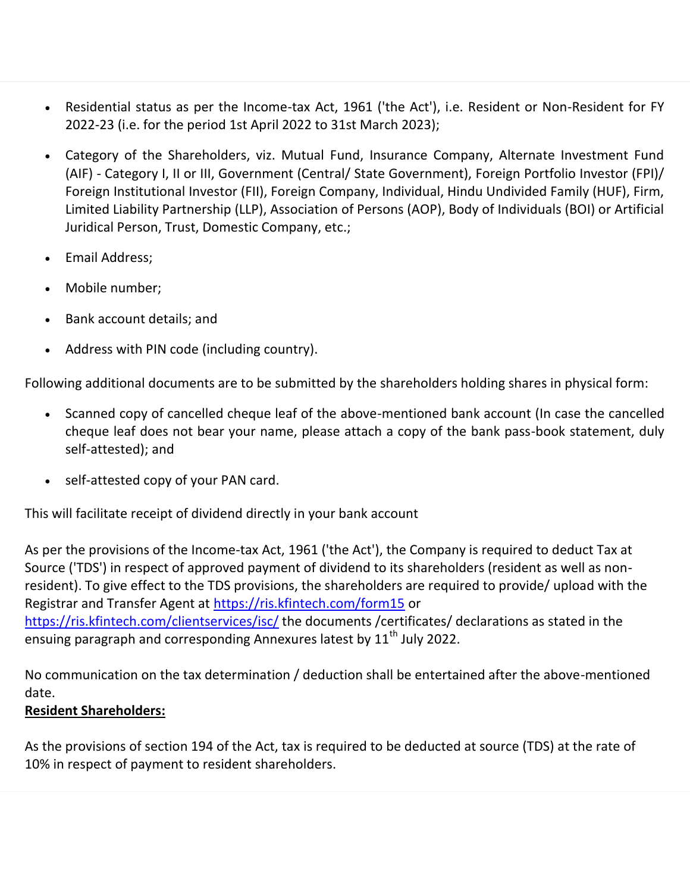- Residential status as per the Income-tax Act, 1961 ('the Act'), i.e. Resident or Non-Resident for FY 2022-23 (i.e. for the period 1st April 2022 to 31st March 2023);
- Category of the Shareholders, viz. Mutual Fund, Insurance Company, Alternate Investment Fund (AIF) - Category I, II or III, Government (Central/ State Government), Foreign Portfolio Investor (FPI)/ Foreign Institutional Investor (FII), Foreign Company, Individual, Hindu Undivided Family (HUF), Firm, Limited Liability Partnership (LLP), Association of Persons (AOP), Body of Individuals (BOI) or Artificial Juridical Person, Trust, Domestic Company, etc.;
- Email Address;
- Mobile number;
- Bank account details; and
- Address with PIN code (including country).

Following additional documents are to be submitted by the shareholders holding shares in physical form:

- Scanned copy of cancelled cheque leaf of the above-mentioned bank account (In case the cancelled cheque leaf does not bear your name, please attach a copy of the bank pass-book statement, duly self-attested); and
- self-attested copy of your PAN card.

This will facilitate receipt of dividend directly in your bank account

As per the provisions of the Income-tax Act, 1961 ('the Act'), the Company is required to deduct Tax at Source ('TDS') in respect of approved payment of dividend to its shareholders (resident as well as non-resident). To give effect to the TDS provisions, the shareholders are required to provide/ upload with the Registrar and Transfer Agent at https://ris.kfintech.com/form15 or https://ris.kfintech.com/clientservices/isc/ the documents /certificates/ declarations as stated in the ensuing paragraph and corresponding Annexures latest by 11th July 2022.

No communication on the tax determination / deduction shall be entertained after the above-mentioned date.

**Resident Shareholders:**

As the provisions of section 194 of the Act, tax is required to be deducted at source (TDS) at the rate of 10% in respect of payment to resident shareholders.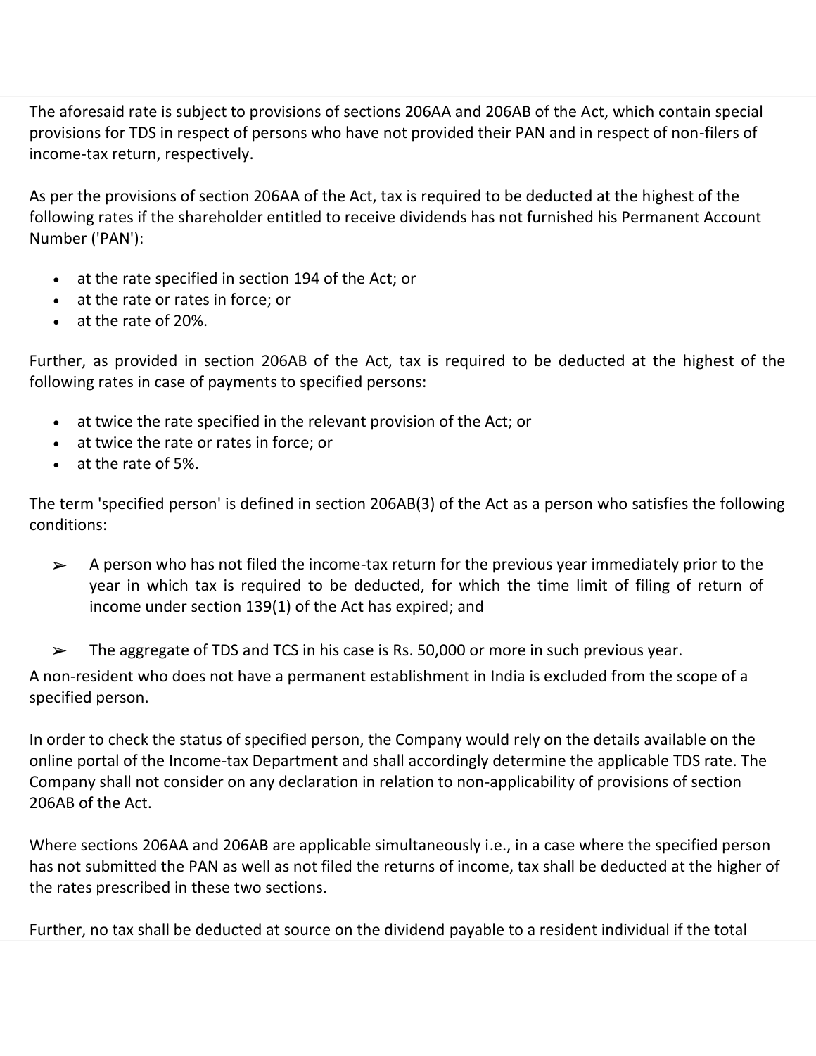The aforesaid rate is subject to provisions of sections 206AA and 206AB of the Act, which contain special provisions for TDS in respect of persons who have not provided their PAN and in respect of non-filers of income-tax return, respectively.

As per the provisions of section 206AA of the Act, tax is required to be deducted at the highest of the following rates if the shareholder entitled to receive dividends has not furnished his Permanent Account Number ('PAN'):

- at the rate specified in section 194 of the Act; or
- at the rate or rates in force; or
- at the rate of 20%.

Further, as provided in section 206AB of the Act, tax is required to be deducted at the highest of the following rates in case of payments to specified persons:

- at twice the rate specified in the relevant provision of the Act; or
- at twice the rate or rates in force; or
- at the rate of 5%.

The term 'specified person' is defined in section 206AB(3) of the Act as a person who satisfies the following conditions:

- ➢ A person who has not filed the income-tax return for the previous year immediately prior to the year in which tax is required to be deducted, for which the time limit of filing of return of income under section 139(1) of the Act has expired; and
- ➢ The aggregate of TDS and TCS in his case is Rs. 50,000 or more in such previous year.

A non-resident who does not have a permanent establishment in India is excluded from the scope of a specified person.

In order to check the status of specified person, the Company would rely on the details available on the online portal of the Income-tax Department and shall accordingly determine the applicable TDS rate. The Company shall not consider on any declaration in relation to non-applicability of provisions of section 206AB of the Act.

Where sections 206AA and 206AB are applicable simultaneously i.e., in a case where the specified person has not submitted the PAN as well as not filed the returns of income, tax shall be deducted at the higher of the rates prescribed in these two sections.

Further, no tax shall be deducted at source on the dividend payable to a resident individual if the total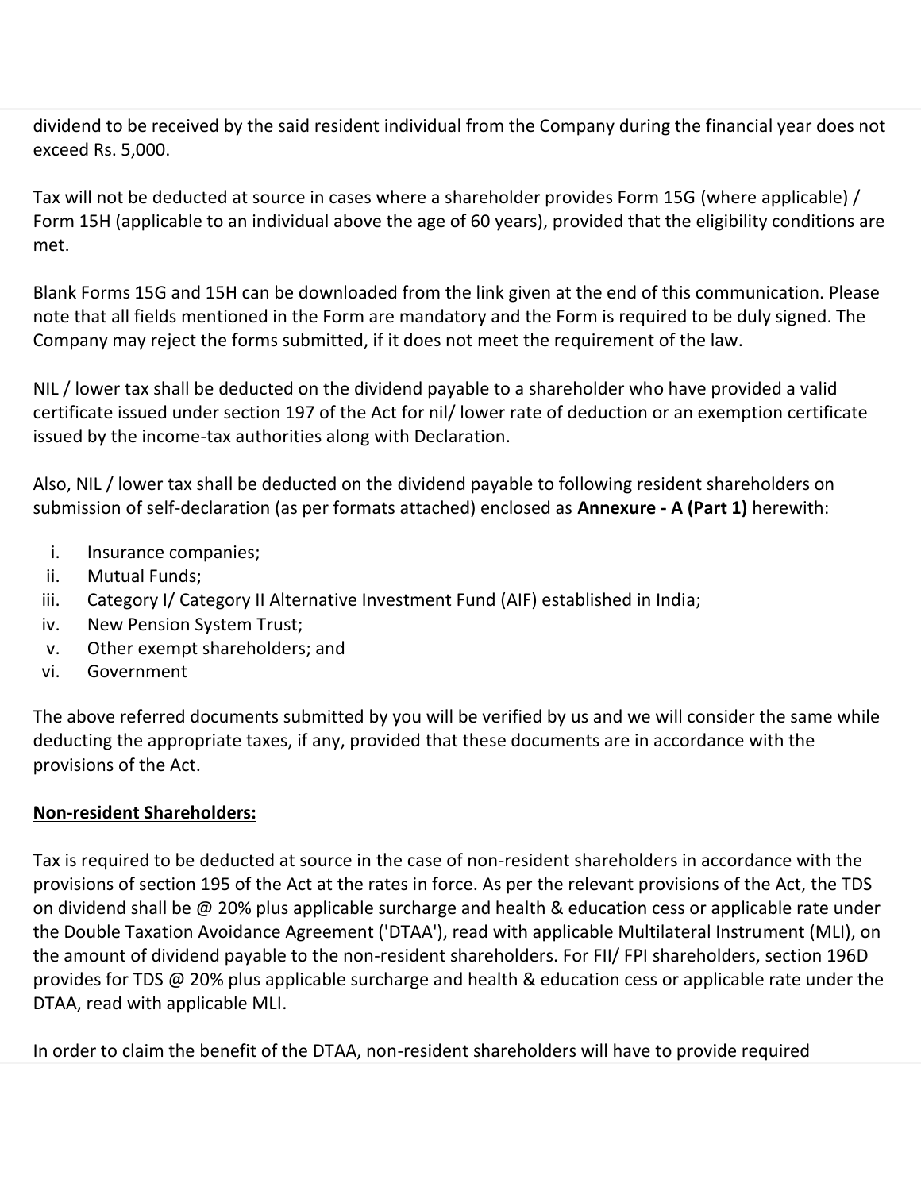dividend to be received by the said resident individual from the Company during the financial year does not exceed Rs. 5,000.

Tax will not be deducted at source in cases where a shareholder provides Form 15G (where applicable) / Form 15H (applicable to an individual above the age of 60 years), provided that the eligibility conditions are met.

Blank Forms 15G and 15H can be downloaded from the link given at the end of this communication. Please note that all fields mentioned in the Form are mandatory and the Form is required to be duly signed. The Company may reject the forms submitted, if it does not meet the requirement of the law.

NIL / lower tax shall be deducted on the dividend payable to a shareholder who have provided a valid certificate issued under section 197 of the Act for nil/ lower rate of deduction or an exemption certificate issued by the income-tax authorities along with Declaration.

Also, NIL / lower tax shall be deducted on the dividend payable to following resident shareholders on submission of self-declaration (as per formats attached) enclosed as **Annexure - A (Part 1)** herewith:

i. Insurance companies;
ii. Mutual Funds;
iii. Category I/ Category II Alternative Investment Fund (AIF) established in India;
iv. New Pension System Trust;
v. Other exempt shareholders; and
vi. Government

The above referred documents submitted by you will be verified by us and we will consider the same while deducting the appropriate taxes, if any, provided that these documents are in accordance with the provisions of the Act.

**Non-resident Shareholders:**

Tax is required to be deducted at source in the case of non-resident shareholders in accordance with the provisions of section 195 of the Act at the rates in force. As per the relevant provisions of the Act, the TDS on dividend shall be @ 20% plus applicable surcharge and health & education cess or applicable rate under the Double Taxation Avoidance Agreement ('DTAA'), read with applicable Multilateral Instrument (MLI), on the amount of dividend payable to the non-resident shareholders. For FII/ FPI shareholders, section 196D provides for TDS @ 20% plus applicable surcharge and health & education cess or applicable rate under the DTAA, read with applicable MLI.

In order to claim the benefit of the DTAA, non-resident shareholders will have to provide required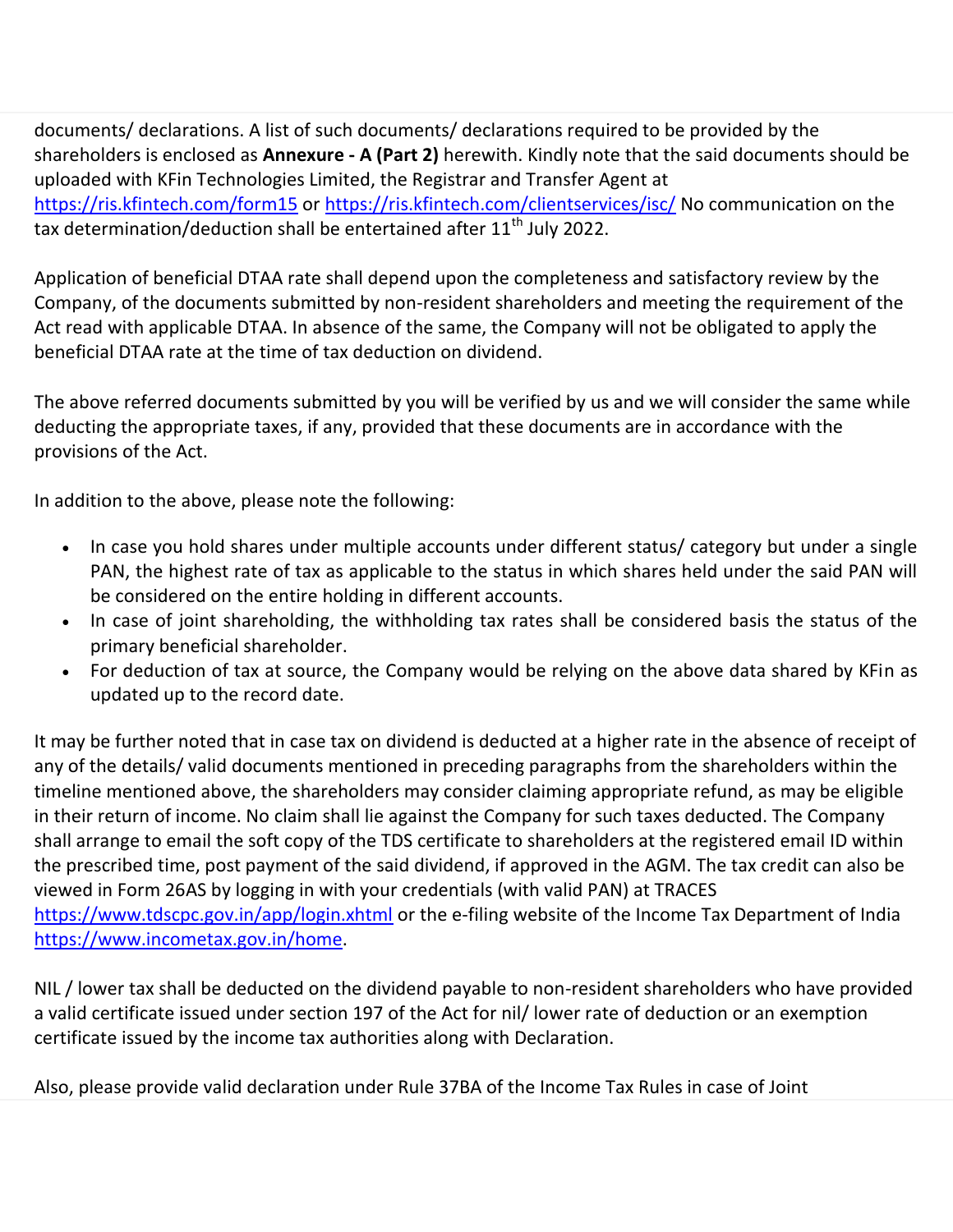documents/ declarations. A list of such documents/ declarations required to be provided by the shareholders is enclosed as **Annexure - A (Part 2)** herewith. Kindly note that the said documents should be uploaded with KFin Technologies Limited, the Registrar and Transfer Agent at https://ris.kfintech.com/form15 or https://ris.kfintech.com/clientservices/isc/ No communication on the tax determination/deduction shall be entertained after 11th July 2022.

Application of beneficial DTAA rate shall depend upon the completeness and satisfactory review by the Company, of the documents submitted by non-resident shareholders and meeting the requirement of the Act read with applicable DTAA. In absence of the same, the Company will not be obligated to apply the beneficial DTAA rate at the time of tax deduction on dividend.

The above referred documents submitted by you will be verified by us and we will consider the same while deducting the appropriate taxes, if any, provided that these documents are in accordance with the provisions of the Act.

In addition to the above, please note the following:

- In case you hold shares under multiple accounts under different status/ category but under a single PAN, the highest rate of tax as applicable to the status in which shares held under the said PAN will be considered on the entire holding in different accounts.
- In case of joint shareholding, the withholding tax rates shall be considered basis the status of the primary beneficial shareholder.
- For deduction of tax at source, the Company would be relying on the above data shared by KFin as updated up to the record date.

It may be further noted that in case tax on dividend is deducted at a higher rate in the absence of receipt of any of the details/ valid documents mentioned in preceding paragraphs from the shareholders within the timeline mentioned above, the shareholders may consider claiming appropriate refund, as may be eligible in their return of income. No claim shall lie against the Company for such taxes deducted. The Company shall arrange to email the soft copy of the TDS certificate to shareholders at the registered email ID within the prescribed time, post payment of the said dividend, if approved in the AGM. The tax credit can also be viewed in Form 26AS by logging in with your credentials (with valid PAN) at TRACES https://www.tdscpc.gov.in/app/login.xhtml or the e-filing website of the Income Tax Department of India https://www.incometax.gov.in/home.

NIL / lower tax shall be deducted on the dividend payable to non-resident shareholders who have provided a valid certificate issued under section 197 of the Act for nil/ lower rate of deduction or an exemption certificate issued by the income tax authorities along with Declaration.

Also, please provide valid declaration under Rule 37BA of the Income Tax Rules in case of Joint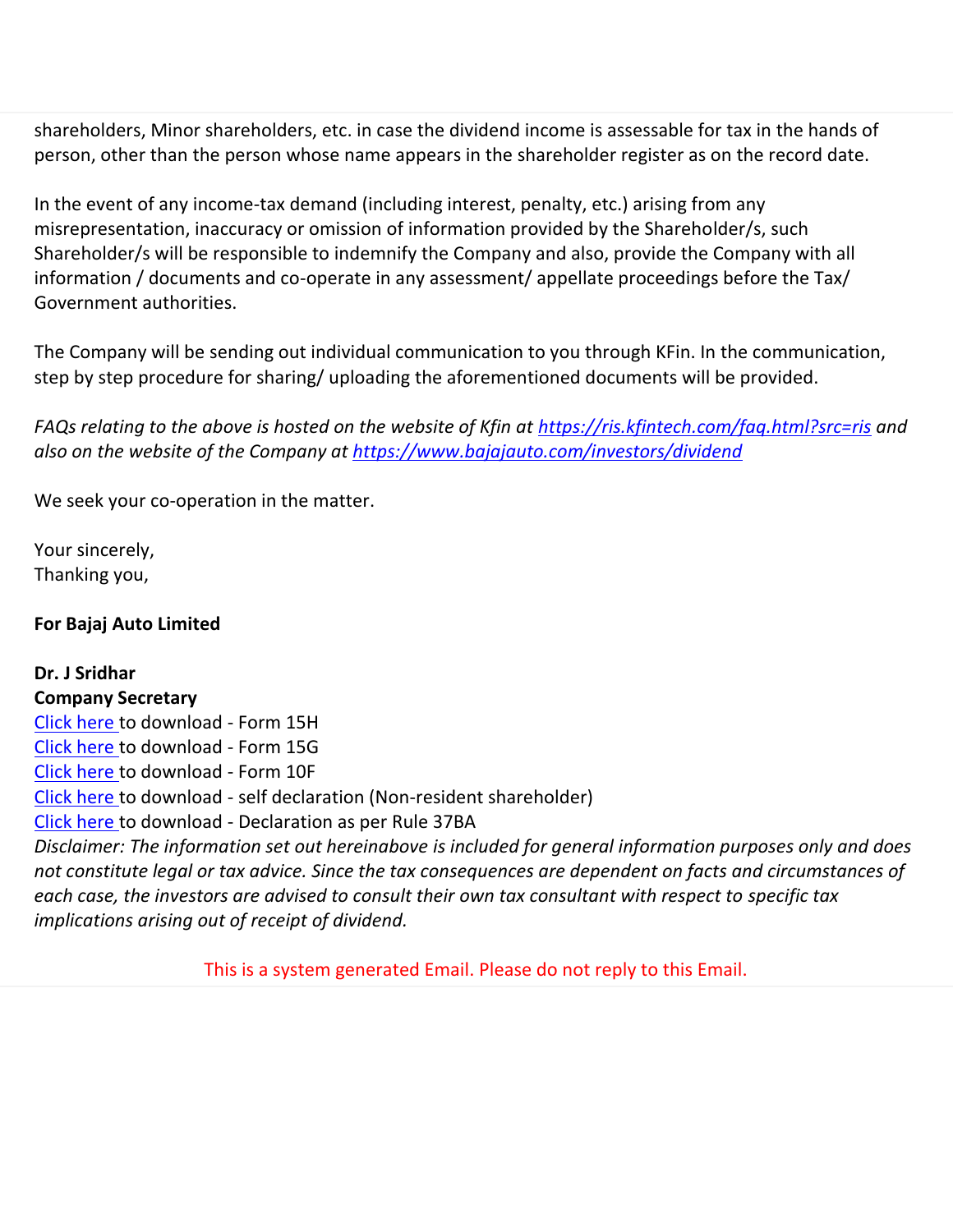shareholders, Minor shareholders, etc. in case the dividend income is assessable for tax in the hands of person, other than the person whose name appears in the shareholder register as on the record date.

In the event of any income-tax demand (including interest, penalty, etc.) arising from any misrepresentation, inaccuracy or omission of information provided by the Shareholder/s, such Shareholder/s will be responsible to indemnify the Company and also, provide the Company with all information / documents and co-operate in any assessment/ appellate proceedings before the Tax/ Government authorities.

The Company will be sending out individual communication to you through KFin. In the communication, step by step procedure for sharing/ uploading the aforementioned documents will be provided.

*FAQs relating to the above is hosted on the website of Kfin at [https://ris.kfintech.com/faq.html?src=ris](https://ris.kfintech.com/faq.html?src=ris) and also on the website of the Company at [https://www.bajajauto.com/investors/dividend](https://www.bajajauto.com/investors/dividend)*

We seek your co-operation in the matter.

Your sincerely,
Thanking you,

**For Bajaj Auto Limited**

**Dr. J Sridhar**
**Company Secretary**
Click here to download - Form 15H
Click here to download - Form 15G
Click here to download - Form 10F
Click here to download - self declaration (Non-resident shareholder)
Click here to download - Declaration as per Rule 37BA
*Disclaimer: The information set out hereinabove is included for general information purposes only and does not constitute legal or tax advice. Since the tax consequences are dependent on facts and circumstances of each case, the investors are advised to consult their own tax consultant with respect to specific tax implications arising out of receipt of dividend.*

This is a system generated Email. Please do not reply to this Email.